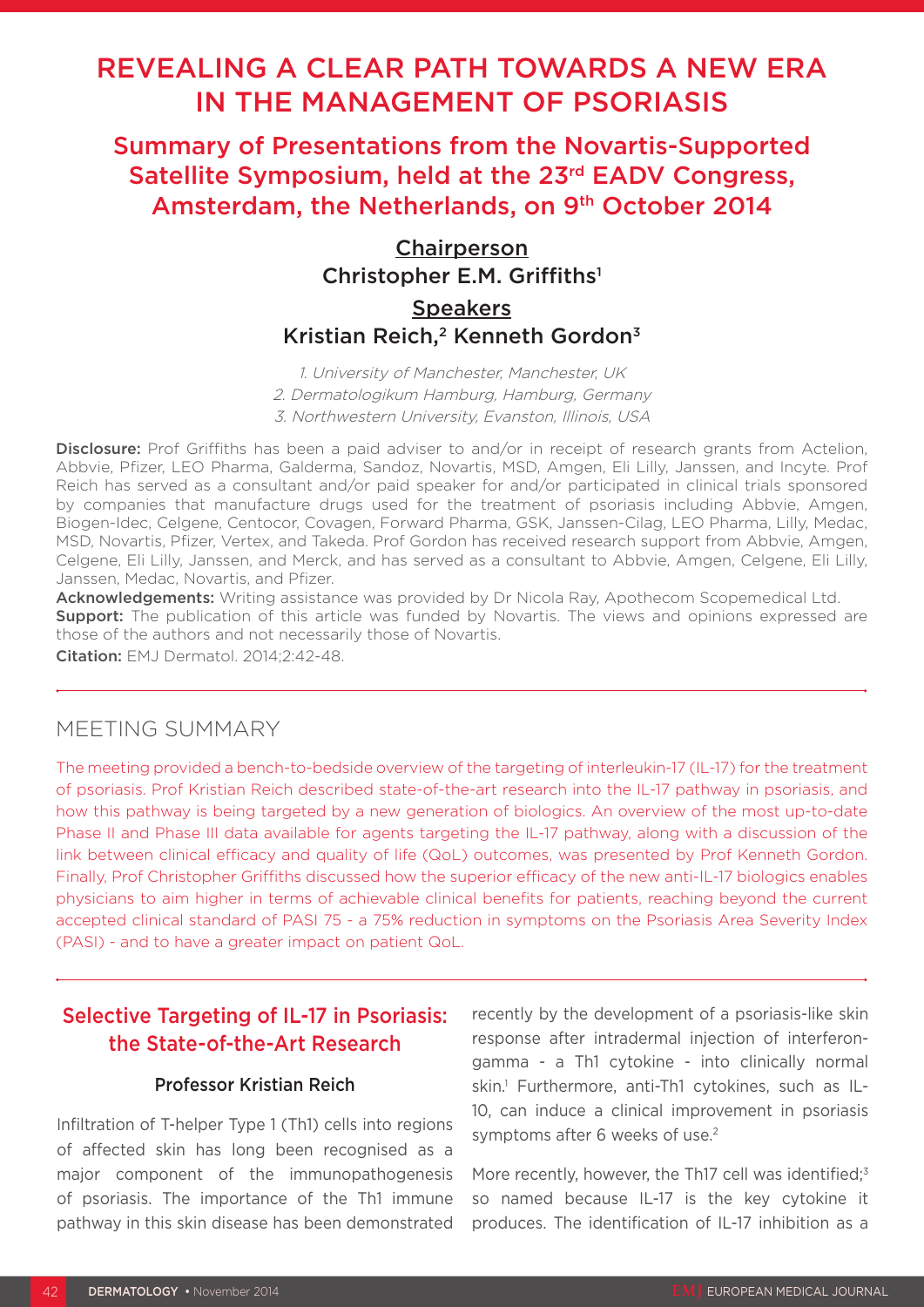# REVEALING A CLEAR PATH TOWARDS A NEW ERA IN THE MANAGEMENT OF PSORIASIS

## Summary of Presentations from the Novartis-Supported Satellite Symposium, held at the 23rd EADV Congress, Amsterdam, the Netherlands, on 9th October 2014

**Chairperson**

Christopher E.M. Griffiths[1]

**Speakers**

Kristian Reich,[2] Kenneth Gordon[3]

*1. University of Manchester, Manchester, UK*
*2. Dermatologikum Hamburg, Hamburg, Germany*
*3. Northwestern University, Evanston, Illinois, USA*

**Disclosure:** Prof Griffiths has been a paid adviser to and/or in receipt of research grants from Actelion, Abbvie, Pfizer, LEO Pharma, Galderma, Sandoz, Novartis, MSD, Amgen, Eli Lilly, Janssen, and Incyte. Prof Reich has served as a consultant and/or paid speaker for and/or participated in clinical trials sponsored by companies that manufacture drugs used for the treatment of psoriasis including Abbvie, Amgen, Biogen-Idec, Celgene, Centocor, Covagen, Forward Pharma, GSK, Janssen-Cilag, LEO Pharma, Lilly, Medac, MSD, Novartis, Pfizer, Vertex, and Takeda. Prof Gordon has received research support from Abbvie, Amgen, Celgene, Eli Lilly, Janssen, and Merck, and has served as a consultant to Abbvie, Amgen, Celgene, Eli Lilly, Janssen, Medac, Novartis, and Pfizer.

**Acknowledgements:** Writing assistance was provided by Dr Nicola Ray, Apothecom Scopemedical Ltd.

**Support:** The publication of this article was funded by Novartis. The views and opinions expressed are those of the authors and not necessarily those of Novartis.

**Citation:** EMJ Dermatol. 2014;2:42-48.

## MEETING SUMMARY

The meeting provided a bench-to-bedside overview of the targeting of interleukin-17 (IL-17) for the treatment of psoriasis. Prof Kristian Reich described state-of-the-art research into the IL-17 pathway in psoriasis, and how this pathway is being targeted by a new generation of biologics. An overview of the most up-to-date Phase II and Phase III data available for agents targeting the IL-17 pathway, along with a discussion of the link between clinical efficacy and quality of life (QoL) outcomes, was presented by Prof Kenneth Gordon. Finally, Prof Christopher Griffiths discussed how the superior efficacy of the new anti-IL-17 biologics enables physicians to aim higher in terms of achievable clinical benefits for patients, reaching beyond the current accepted clinical standard of PASI 75 - a 75% reduction in symptoms on the Psoriasis Area Severity Index (PASI) - and to have a greater impact on patient QoL.

## Selective Targeting of IL-17 in Psoriasis: the State-of-the-Art Research

### Professor Kristian Reich

Infiltration of T-helper Type 1 (Th1) cells into regions of affected skin has long been recognised as a major component of the immunopathogenesis of psoriasis. The importance of the Th1 immune pathway in this skin disease has been demonstrated recently by the development of a psoriasis-like skin response after intradermal injection of interferon-gamma - a Th1 cytokine - into clinically normal skin.[1] Furthermore, anti-Th1 cytokines, such as IL-10, can induce a clinical improvement in psoriasis symptoms after 6 weeks of use.[2]

More recently, however, the Th17 cell was identified;[3] so named because IL-17 is the key cytokine it produces. The identification of IL-17 inhibition as a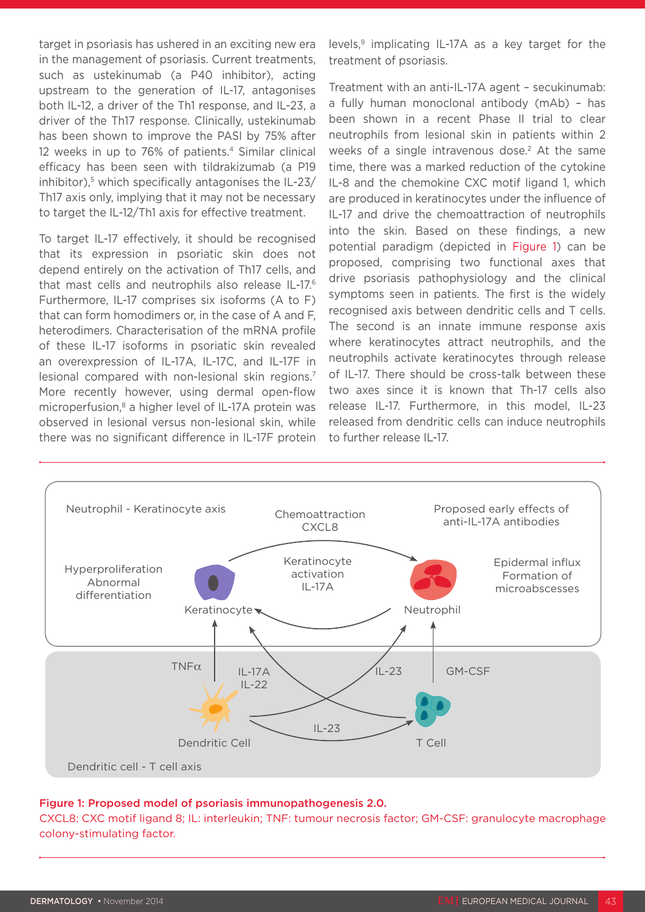target in psoriasis has ushered in an exciting new era in the management of psoriasis. Current treatments, such as ustekinumab (a P40 inhibitor), acting upstream to the generation of IL-17, antagonises both IL-12, a driver of the Th1 response, and IL-23, a driver of the Th17 response. Clinically, ustekinumab has been shown to improve the PASI by 75% after 12 weeks in up to 76% of patients.[4] Similar clinical efficacy has been seen with tildrakizumab (a P19 inhibitor),[5] which specifically antagonises the IL-23/Th17 axis only, implying that it may not be necessary to target the IL-12/Th1 axis for effective treatment.

To target IL-17 effectively, it should be recognised that its expression in psoriatic skin does not depend entirely on the activation of Th17 cells, and that mast cells and neutrophils also release IL-17.[6] Furthermore, IL-17 comprises six isoforms (A to F) that can form homodimers or, in the case of A and F, heterodimers. Characterisation of the mRNA profile of these IL-17 isoforms in psoriatic skin revealed an overexpression of IL-17A, IL-17C, and IL-17F in lesional compared with non-lesional skin regions.[7] More recently however, using dermal open-flow microperfusion,[8] a higher level of IL-17A protein was observed in lesional versus non-lesional skin, while there was no significant difference in IL-17F protein levels,[9] implicating IL-17A as a key target for the treatment of psoriasis.

Treatment with an anti-IL-17A agent – secukinumab: a fully human monoclonal antibody (mAb) – has been shown in a recent Phase II trial to clear neutrophils from lesional skin in patients within 2 weeks of a single intravenous dose.[2] At the same time, there was a marked reduction of the cytokine IL-8 and the chemokine CXC motif ligand 1, which are produced in keratinocytes under the influence of IL-17 and drive the chemoattraction of neutrophils into the skin. Based on these findings, a new potential paradigm (depicted in Figure 1) can be proposed, comprising two functional axes that drive psoriasis pathophysiology and the clinical symptoms seen in patients. The first is the widely recognised axis between dendritic cells and T cells. The second is an innate immune response axis where keratinocytes attract neutrophils, and the neutrophils activate keratinocytes through release of IL-17. There should be cross-talk between these two axes since it is known that Th-17 cells also release IL-17. Furthermore, in this model, IL-23 released from dendritic cells can induce neutrophils to further release IL-17.

**Figure 1: Proposed model of psoriasis immunopathogenesis 2.0.**
CXCL8: CXC motif ligand 8; IL: interleukin; TNF: tumour necrosis factor; GM-CSF: granulocyte macrophage colony-stimulating factor.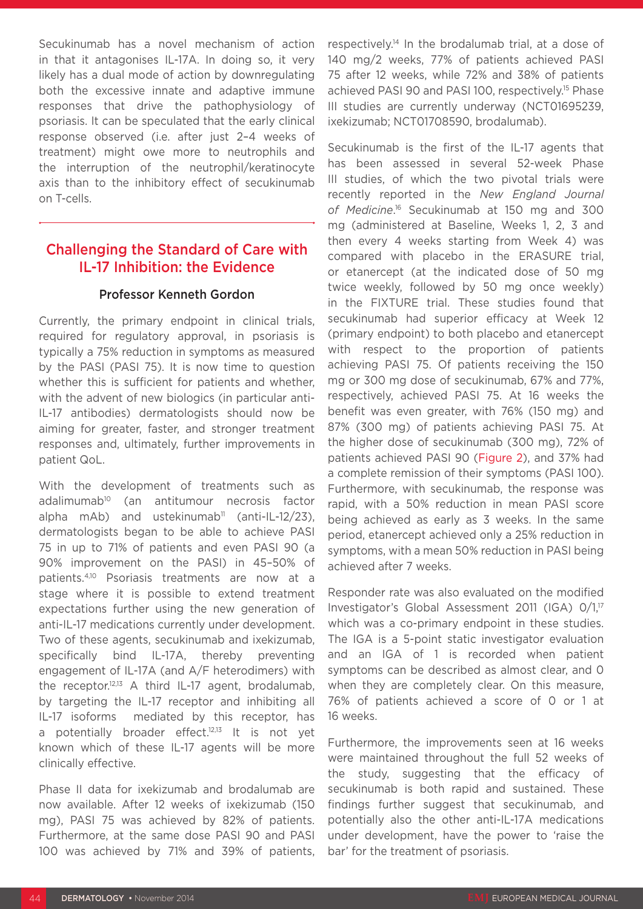Secukinumab has a novel mechanism of action in that it antagonises IL-17A. In doing so, it very likely has a dual mode of action by downregulating both the excessive innate and adaptive immune responses that drive the pathophysiology of psoriasis. It can be speculated that the early clinical response observed (i.e. after just 2–4 weeks of treatment) might owe more to neutrophils and the interruption of the neutrophil/keratinocyte axis than to the inhibitory effect of secukinumab on T-cells.

## Challenging the Standard of Care with IL-17 Inhibition: the Evidence

### Professor Kenneth Gordon

Currently, the primary endpoint in clinical trials, required for regulatory approval, in psoriasis is typically a 75% reduction in symptoms as measured by the PASI (PASI 75). It is now time to question whether this is sufficient for patients and whether, with the advent of new biologics (in particular anti-IL-17 antibodies) dermatologists should now be aiming for greater, faster, and stronger treatment responses and, ultimately, further improvements in patient QoL.

With the development of treatments such as adalimumab[10] (an antitumour necrosis factor alpha mAb) and ustekinumab[11] (anti-IL-12/23), dermatologists began to be able to achieve PASI 75 in up to 71% of patients and even PASI 90 (a 90% improvement on the PASI) in 45–50% of patients.[4,10] Psoriasis treatments are now at a stage where it is possible to extend treatment expectations further using the new generation of anti-IL-17 medications currently under development. Two of these agents, secukinumab and ixekizumab, specifically bind IL-17A, thereby preventing engagement of IL-17A (and A/F heterodimers) with the receptor.[12,13] A third IL-17 agent, brodalumab, by targeting the IL-17 receptor and inhibiting all IL-17 isoforms mediated by this receptor, has a potentially broader effect.[12,13] It is not yet known which of these IL-17 agents will be more clinically effective.

Phase II data for ixekizumab and brodalumab are now available. After 12 weeks of ixekizumab (150 mg), PASI 75 was achieved by 82% of patients. Furthermore, at the same dose PASI 90 and PASI 100 was achieved by 71% and 39% of patients, respectively.[14] In the brodalumab trial, at a dose of 140 mg/2 weeks, 77% of patients achieved PASI 75 after 12 weeks, while 72% and 38% of patients achieved PASI 90 and PASI 100, respectively.[15] Phase III studies are currently underway (NCT01695239, ixekizumab; NCT01708590, brodalumab).

Secukinumab is the first of the IL-17 agents that has been assessed in several 52-week Phase III studies, of which the two pivotal trials were recently reported in the *New England Journal of Medicine*.[16] Secukinumab at 150 mg and 300 mg (administered at Baseline, Weeks 1, 2, 3 and then every 4 weeks starting from Week 4) was compared with placebo in the ERASURE trial, or etanercept (at the indicated dose of 50 mg twice weekly, followed by 50 mg once weekly) in the FIXTURE trial. These studies found that secukinumab had superior efficacy at Week 12 (primary endpoint) to both placebo and etanercept with respect to the proportion of patients achieving PASI 75. Of patients receiving the 150 mg or 300 mg dose of secukinumab, 67% and 77%, respectively, achieved PASI 75. At 16 weeks the benefit was even greater, with 76% (150 mg) and 87% (300 mg) of patients achieving PASI 75. At the higher dose of secukinumab (300 mg), 72% of patients achieved PASI 90 (Figure 2), and 37% had a complete remission of their symptoms (PASI 100). Furthermore, with secukinumab, the response was rapid, with a 50% reduction in mean PASI score being achieved as early as 3 weeks. In the same period, etanercept achieved only a 25% reduction in symptoms, with a mean 50% reduction in PASI being achieved after 7 weeks.

Responder rate was also evaluated on the modified Investigator's Global Assessment 2011 (IGA) 0/1,[17] which was a co-primary endpoint in these studies. The IGA is a 5-point static investigator evaluation and an IGA of 1 is recorded when patient symptoms can be described as almost clear, and 0 when they are completely clear. On this measure, 76% of patients achieved a score of 0 or 1 at 16 weeks.

Furthermore, the improvements seen at 16 weeks were maintained throughout the full 52 weeks of the study, suggesting that the efficacy of secukinumab is both rapid and sustained. These findings further suggest that secukinumab, and potentially also the other anti-IL-17A medications under development, have the power to 'raise the bar' for the treatment of psoriasis.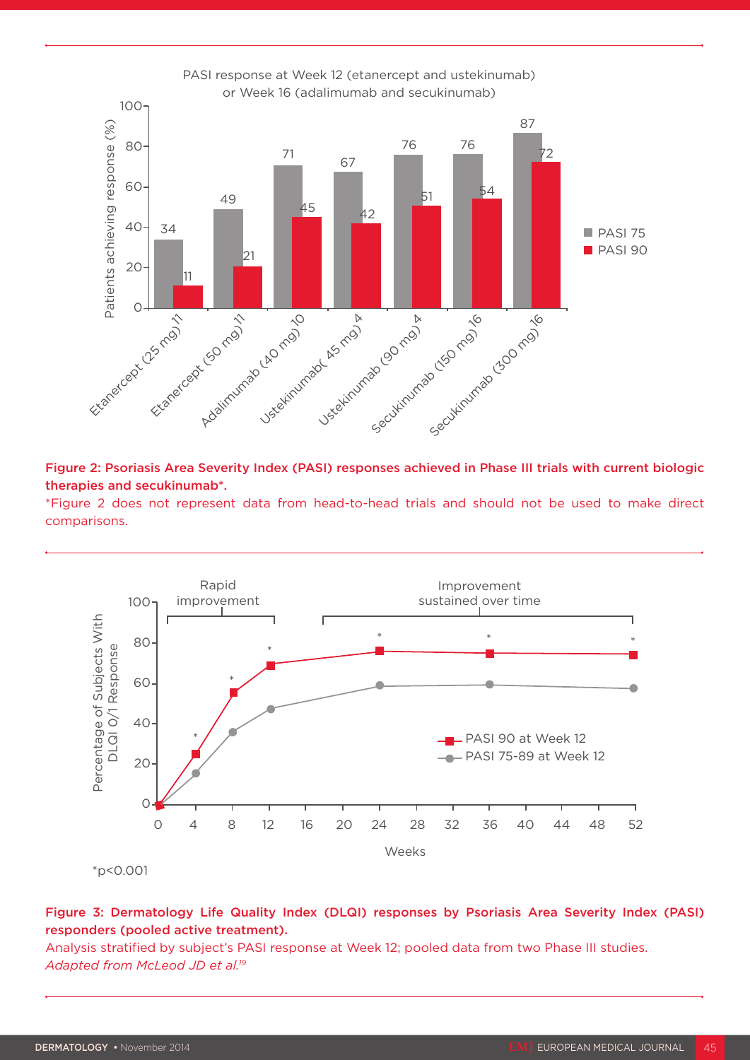PASI response at Week 12 (etanercept and ustekinumab) or Week 16 (adalimumab and secukinumab)

| | PASI 75 | PASI 90 |
|---|---|---|
| Etanercept (25 mg)[11] | 34 | 11 |
| Etanercept (50 mg)[11] | 49 | 21 |
| Adalimumab (40 mg)[10] | 71 | 45 |
| Ustekinumab( 45 mg)[4] | 67 | 42 |
| Ustekinumab (90 mg)[4] | 76 | 51 |
| Secukinumab (150 mg)[16] | 76 | 54 |
| Secukinumab (300 mg)[16] | 87 | 72 |

**Figure 2: Psoriasis Area Severity Index (PASI) responses achieved in Phase III trials with current biologic therapies and secukinumab*.**

*Figure 2 does not represent data from head-to-head trials and should not be used to make direct comparisons.

*p<0.001

**Figure 3: Dermatology Life Quality Index (DLQI) responses by Psoriasis Area Severity Index (PASI) responders (pooled active treatment).**

Analysis stratified by subject's PASI response at Week 12; pooled data from two Phase III studies.

*Adapted from McLeod JD et al.*[19]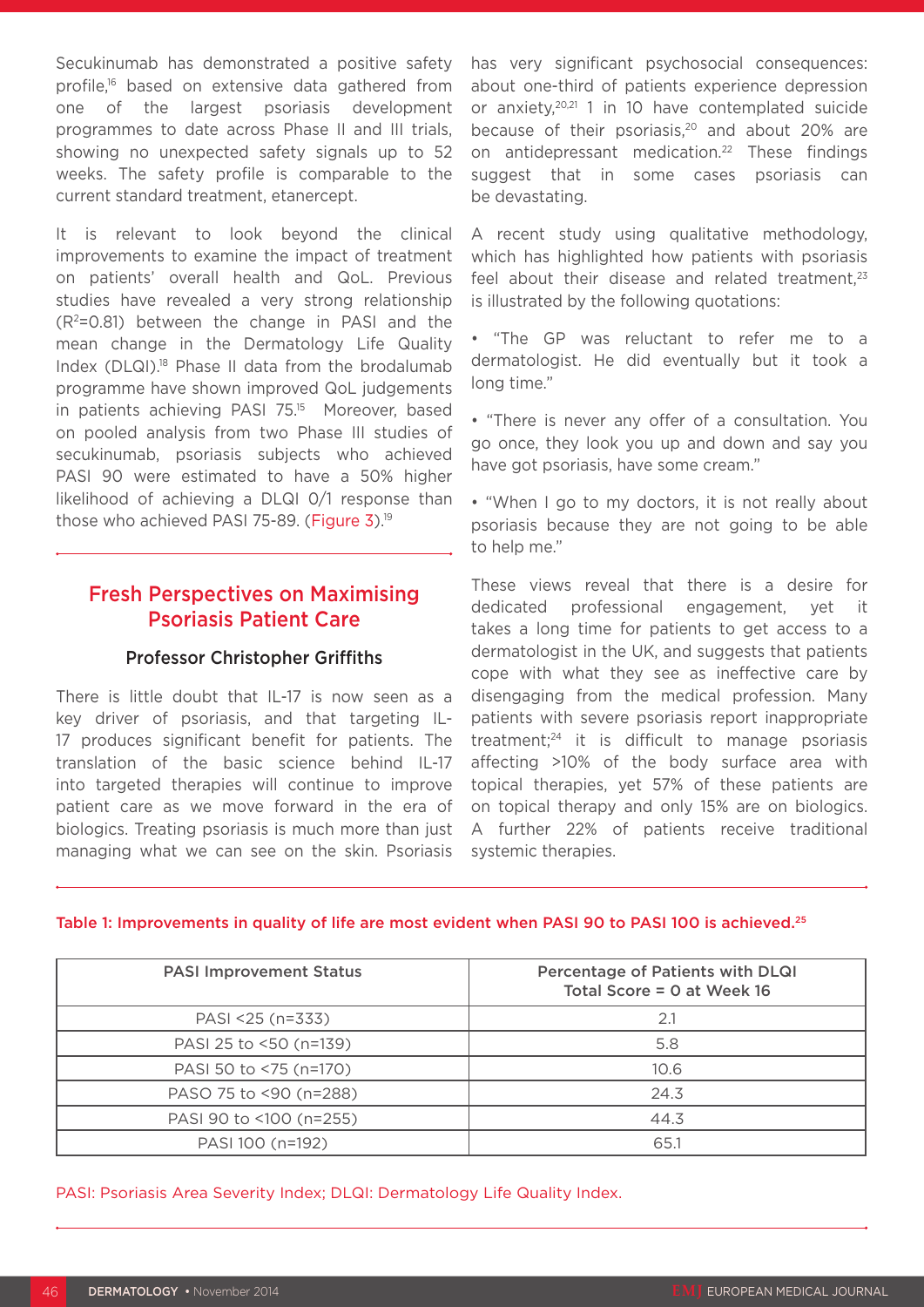Secukinumab has demonstrated a positive safety profile,[16] based on extensive data gathered from one of the largest psoriasis development programmes to date across Phase II and III trials, showing no unexpected safety signals up to 52 weeks. The safety profile is comparable to the current standard treatment, etanercept.

It is relevant to look beyond the clinical improvements to examine the impact of treatment on patients' overall health and QoL. Previous studies have revealed a very strong relationship ($R^2$=0.81) between the change in PASI and the mean change in the Dermatology Life Quality Index (DLQI).[18] Phase II data from the brodalumab programme have shown improved QoL judgements in patients achieving PASI 75.[15] Moreover, based on pooled analysis from two Phase III studies of secukinumab, psoriasis subjects who achieved PASI 90 were estimated to have a 50% higher likelihood of achieving a DLQI 0/1 response than those who achieved PASI 75-89. (Figure 3).[19]

## Fresh Perspectives on Maximising Psoriasis Patient Care

### Professor Christopher Griffiths

There is little doubt that IL-17 is now seen as a key driver of psoriasis, and that targeting IL-17 produces significant benefit for patients. The translation of the basic science behind IL-17 into targeted therapies will continue to improve patient care as we move forward in the era of biologics. Treating psoriasis is much more than just managing what we can see on the skin. Psoriasis has very significant psychosocial consequences: about one-third of patients experience depression or anxiety,[20,21] 1 in 10 have contemplated suicide because of their psoriasis,[20] and about 20% are on antidepressant medication.[22] These findings suggest that in some cases psoriasis can be devastating.

A recent study using qualitative methodology, which has highlighted how patients with psoriasis feel about their disease and related treatment,[23] is illustrated by the following quotations:

- "The GP was reluctant to refer me to a dermatologist. He did eventually but it took a long time."
- "There is never any offer of a consultation. You go once, they look you up and down and say you have got psoriasis, have some cream."
- "When I go to my doctors, it is not really about psoriasis because they are not going to be able to help me."

These views reveal that there is a desire for dedicated professional engagement, yet it takes a long time for patients to get access to a dermatologist in the UK, and suggests that patients cope with what they see as ineffective care by disengaging from the medical profession. Many patients with severe psoriasis report inappropriate treatment;[24] it is difficult to manage psoriasis affecting >10% of the body surface area with topical therapies, yet 57% of these patients are on topical therapy and only 15% are on biologics. A further 22% of patients receive traditional systemic therapies.

Table 1: Improvements in quality of life are most evident when PASI 90 to PASI 100 is achieved.[25]

| PASI Improvement Status | Percentage of Patients with DLQI Total Score = 0 at Week 16 |
|---|---|
| PASI <25 (n=333) | 2.1 |
| PASI 25 to <50 (n=139) | 5.8 |
| PASI 50 to <75 (n=170) | 10.6 |
| PASO 75 to <90 (n=288) | 24.3 |
| PASI 90 to <100 (n=255) | 44.3 |
| PASI 100 (n=192) | 65.1 |

PASI: Psoriasis Area Severity Index; DLQI: Dermatology Life Quality Index.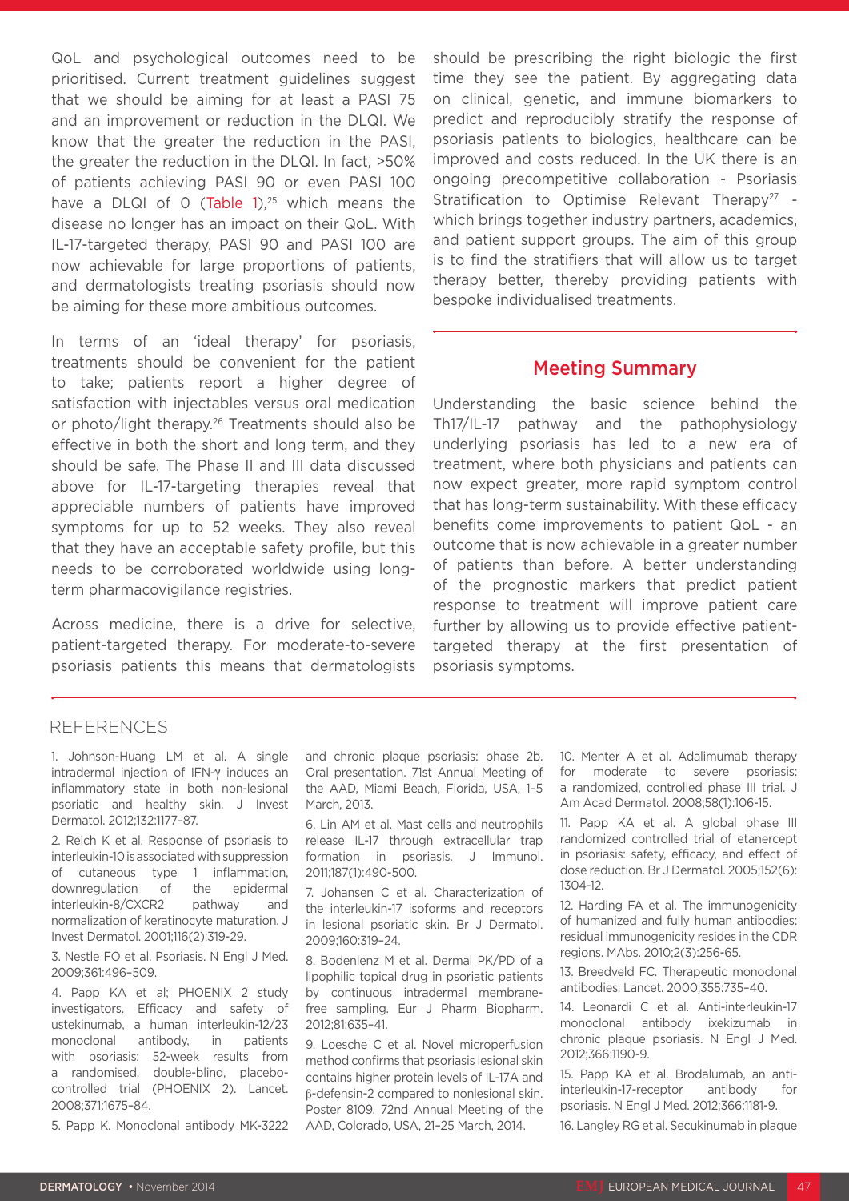QoL and psychological outcomes need to be prioritised. Current treatment guidelines suggest that we should be aiming for at least a PASI 75 and an improvement or reduction in the DLQI. We know that the greater the reduction in the PASI, the greater the reduction in the DLQI. In fact, >50% of patients achieving PASI 90 or even PASI 100 have a DLQI of 0 (Table 1),[25] which means the disease no longer has an impact on their QoL. With IL-17-targeted therapy, PASI 90 and PASI 100 are now achievable for large proportions of patients, and dermatologists treating psoriasis should now be aiming for these more ambitious outcomes.

In terms of an 'ideal therapy' for psoriasis, treatments should be convenient for the patient to take; patients report a higher degree of satisfaction with injectables versus oral medication or photo/light therapy.[26] Treatments should also be effective in both the short and long term, and they should be safe. The Phase II and III data discussed above for IL-17-targeting therapies reveal that appreciable numbers of patients have improved symptoms for up to 52 weeks. They also reveal that they have an acceptable safety profile, but this needs to be corroborated worldwide using long-term pharmacovigilance registries.

Across medicine, there is a drive for selective, patient-targeted therapy. For moderate-to-severe psoriasis patients this means that dermatologists should be prescribing the right biologic the first time they see the patient. By aggregating data on clinical, genetic, and immune biomarkers to predict and reproducibly stratify the response of psoriasis patients to biologics, healthcare can be improved and costs reduced. In the UK there is an ongoing precompetitive collaboration - Psoriasis Stratification to Optimise Relevant Therapy[27] - which brings together industry partners, academics, and patient support groups. The aim of this group is to find the stratifiers that will allow us to target therapy better, thereby providing patients with bespoke individualised treatments.

## Meeting Summary

Understanding the basic science behind the Th17/IL-17 pathway and the pathophysiology underlying psoriasis has led to a new era of treatment, where both physicians and patients can now expect greater, more rapid symptom control that has long-term sustainability. With these efficacy benefits come improvements to patient QoL - an outcome that is now achievable in a greater number of patients than before. A better understanding of the prognostic markers that predict patient response to treatment will improve patient care further by allowing us to provide effective patient-targeted therapy at the first presentation of psoriasis symptoms.

## REFERENCES

1. Johnson-Huang LM et al. A single intradermal injection of IFN-γ induces an inflammatory state in both non-lesional psoriatic and healthy skin. J Invest Dermatol. 2012;132:1177–87.

2. Reich K et al. Response of psoriasis to interleukin-10 is associated with suppression of cutaneous type 1 inflammation, downregulation of the epidermal interleukin-8/CXCR2 pathway and normalization of keratinocyte maturation. J Invest Dermatol. 2001;116(2):319-29.

3. Nestle FO et al. Psoriasis. N Engl J Med. 2009;361:496–509.

4. Papp KA et al; PHOENIX 2 study investigators. Efficacy and safety of ustekinumab, a human interleukin-12/23 monoclonal antibody, in patients with psoriasis: 52-week results from a randomised, double-blind, placebo-controlled trial (PHOENIX 2). Lancet. 2008;371:1675–84.

5. Papp K. Monoclonal antibody MK-3222 and chronic plaque psoriasis: phase 2b. Oral presentation. 71st Annual Meeting of the AAD, Miami Beach, Florida, USA, 1–5 March, 2013.

6. Lin AM et al. Mast cells and neutrophils release IL-17 through extracellular trap formation in psoriasis. J Immunol. 2011;187(1):490-500.

7. Johansen C et al. Characterization of the interleukin-17 isoforms and receptors in lesional psoriatic skin. Br J Dermatol. 2009;160:319–24.

8. Bodenlenz M et al. Dermal PK/PD of a lipophilic topical drug in psoriatic patients by continuous intradermal membrane-free sampling. Eur J Pharm Biopharm. 2012;81:635–41.

9. Loesche C et al. Novel microperfusion method confirms that psoriasis lesional skin contains higher protein levels of IL-17A and β-defensin-2 compared to nonlesional skin. Poster 8109. 72nd Annual Meeting of the AAD, Colorado, USA, 21–25 March, 2014.

10. Menter A et al. Adalimumab therapy for moderate to severe psoriasis: a randomized, controlled phase III trial. J Am Acad Dermatol. 2008;58(1):106-15.

11. Papp KA et al. A global phase III randomized controlled trial of etanercept in psoriasis: safety, efficacy, and effect of dose reduction. Br J Dermatol. 2005;152(6):1304-12.

12. Harding FA et al. The immunogenicity of humanized and fully human antibodies: residual immunogenicity resides in the CDR regions. MAbs. 2010;2(3):256-65.

13. Breedveld FC. Therapeutic monoclonal antibodies. Lancet. 2000;355:735–40.

14. Leonardi C et al. Anti-interleukin-17 monoclonal antibody ixekizumab in chronic plaque psoriasis. N Engl J Med. 2012;366:1190-9.

15. Papp KA et al. Brodalumab, an anti-interleukin-17-receptor antibody for psoriasis. N Engl J Med. 2012;366:1181-9.

16. Langley RG et al. Secukinumab in plaque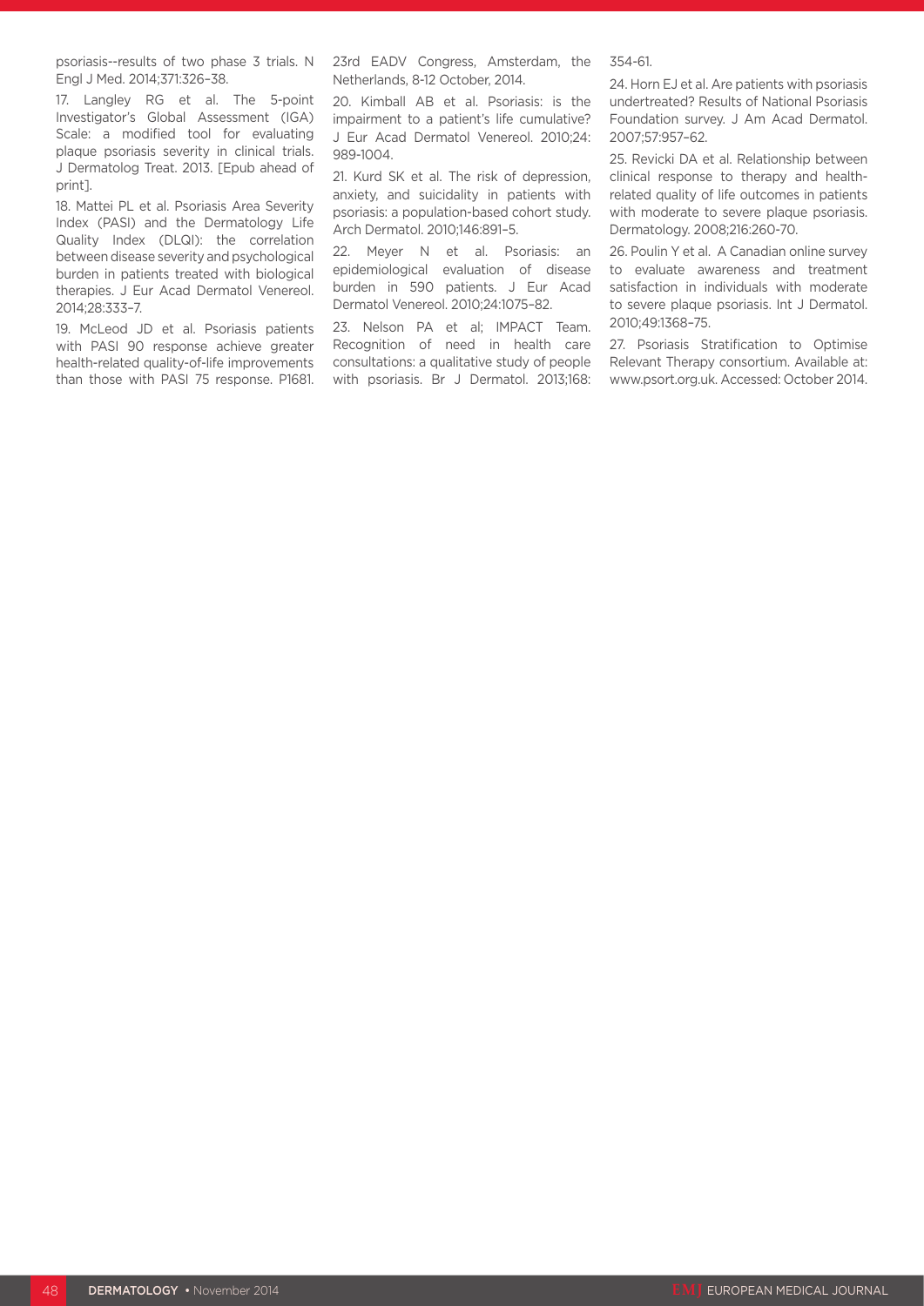psoriasis--results of two phase 3 trials. N Engl J Med. 2014;371:326–38.

17. Langley RG et al. The 5-point Investigator's Global Assessment (IGA) Scale: a modified tool for evaluating plaque psoriasis severity in clinical trials. J Dermatolog Treat. 2013. [Epub ahead of print].

18. Mattei PL et al. Psoriasis Area Severity Index (PASI) and the Dermatology Life Quality Index (DLQI): the correlation between disease severity and psychological burden in patients treated with biological therapies. J Eur Acad Dermatol Venereol. 2014;28:333–7.

19. McLeod JD et al. Psoriasis patients with PASI 90 response achieve greater health-related quality-of-life improvements than those with PASI 75 response. P1681. 23rd EADV Congress, Amsterdam, the Netherlands, 8-12 October, 2014.

20. Kimball AB et al. Psoriasis: is the impairment to a patient's life cumulative? J Eur Acad Dermatol Venereol. 2010;24: 989-1004.

21. Kurd SK et al. The risk of depression, anxiety, and suicidality in patients with psoriasis: a population-based cohort study. Arch Dermatol. 2010;146:891–5.

22. Meyer N et al. Psoriasis: an epidemiological evaluation of disease burden in 590 patients. J Eur Acad Dermatol Venereol. 2010;24:1075–82.

23. Nelson PA et al; IMPACT Team. Recognition of need in health care consultations: a qualitative study of people with psoriasis. Br J Dermatol. 2013;168: 354-61.

24. Horn EJ et al. Are patients with psoriasis undertreated? Results of National Psoriasis Foundation survey. J Am Acad Dermatol. 2007;57:957–62.

25. Revicki DA et al. Relationship between clinical response to therapy and health-related quality of life outcomes in patients with moderate to severe plaque psoriasis. Dermatology. 2008;216:260-70.

26. Poulin Y et al. A Canadian online survey to evaluate awareness and treatment satisfaction in individuals with moderate to severe plaque psoriasis. Int J Dermatol. 2010;49:1368–75.

27. Psoriasis Stratification to Optimise Relevant Therapy consortium. Available at: www.psort.org.uk. Accessed: October 2014.